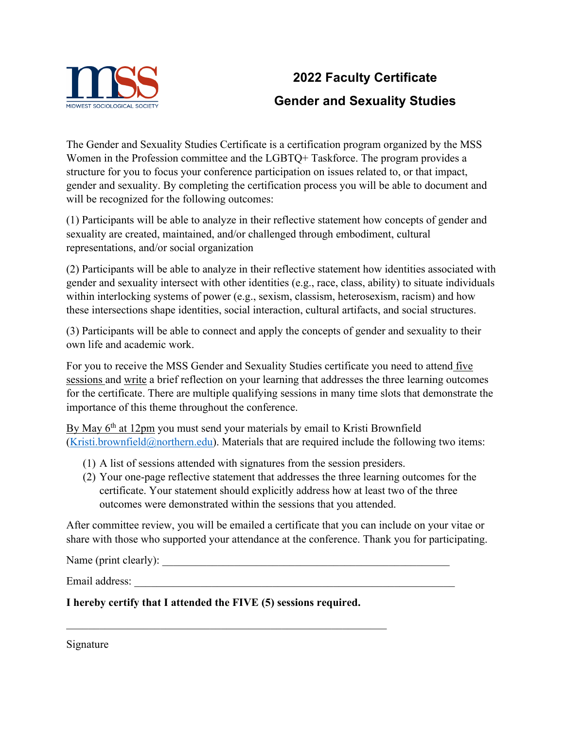MSS
MIDWEST SOCIOLOGICAL SOCIETY

# 2022 Faculty Certificate

## Gender and Sexuality Studies

The Gender and Sexuality Studies Certificate is a certification program organized by the MSS Women in the Profession committee and the LGBTQ+ Taskforce. The program provides a structure for you to focus your conference participation on issues related to, or that impact, gender and sexuality. By completing the certification process you will be able to document and will be recognized for the following outcomes:

(1) Participants will be able to analyze in their reflective statement how concepts of gender and sexuality are created, maintained, and/or challenged through embodiment, cultural representations, and/or social organization

(2) Participants will be able to analyze in their reflective statement how identities associated with gender and sexuality intersect with other identities (e.g., race, class, ability) to situate individuals within interlocking systems of power (e.g., sexism, classism, heterosexism, racism) and how these intersections shape identities, social interaction, cultural artifacts, and social structures.

(3) Participants will be able to connect and apply the concepts of gender and sexuality to their own life and academic work.

For you to receive the MSS Gender and Sexuality Studies certificate you need to attend five sessions and write a brief reflection on your learning that addresses the three learning outcomes for the certificate. There are multiple qualifying sessions in many time slots that demonstrate the importance of this theme throughout the conference.

By May 6th at 12pm you must send your materials by email to Kristi Brownfield (Kristi.brownfield@northern.edu). Materials that are required include the following two items:

(1) A list of sessions attended with signatures from the session presiders.
(2) Your one-page reflective statement that addresses the three learning outcomes for the certificate. Your statement should explicitly address how at least two of the three outcomes were demonstrated within the sessions that you attended.

After committee review, you will be emailed a certificate that you can include on your vitae or share with those who supported your attendance at the conference. Thank you for participating.

Name (print clearly): ______________________________________________________

Email address: ____________________________________________________________

**I hereby certify that I attended the FIVE (5) sessions required.**

____________________________________________________________

Signature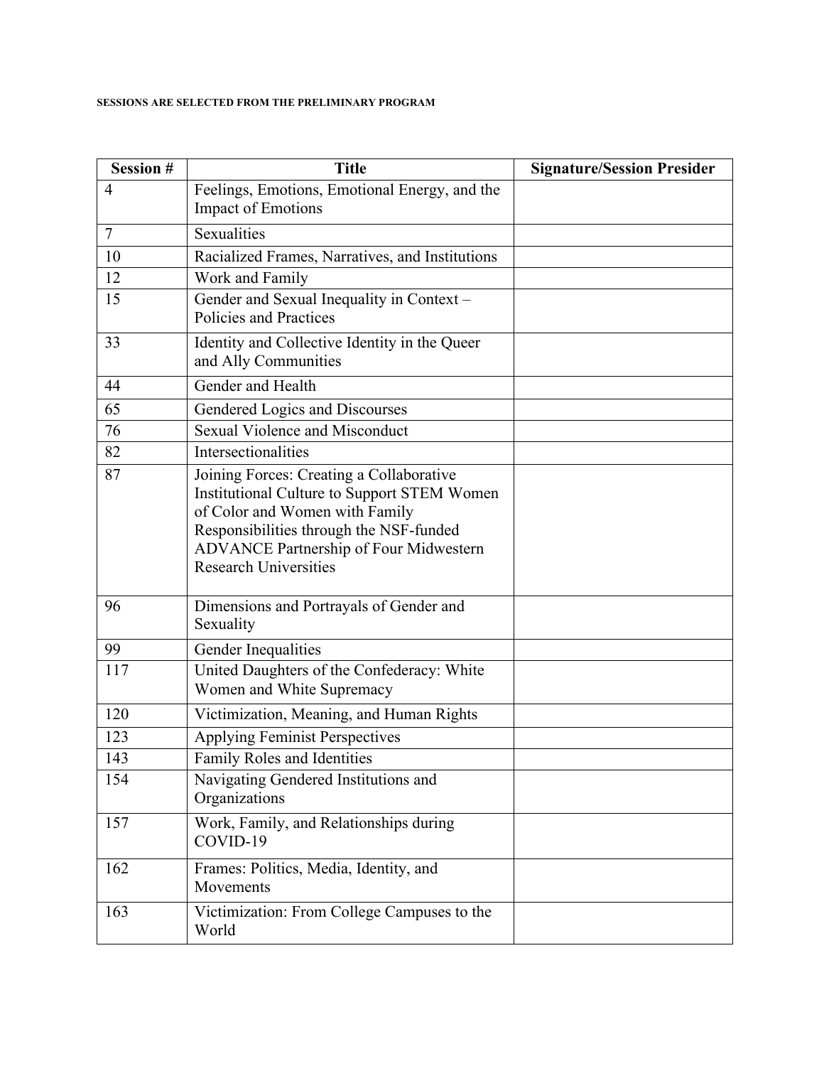**SESSIONS ARE SELECTED FROM THE PRELIMINARY PROGRAM**

| Session # | Title | Signature/Session Presider |
|---|---|---|
| 4 | Feelings, Emotions, Emotional Energy, and the Impact of Emotions | |
| 7 | Sexualities | |
| 10 | Racialized Frames, Narratives, and Institutions | |
| 12 | Work and Family | |
| 15 | Gender and Sexual Inequality in Context – Policies and Practices | |
| 33 | Identity and Collective Identity in the Queer and Ally Communities | |
| 44 | Gender and Health | |
| 65 | Gendered Logics and Discourses | |
| 76 | Sexual Violence and Misconduct | |
| 82 | Intersectionalities | |
| 87 | Joining Forces: Creating a Collaborative Institutional Culture to Support STEM Women of Color and Women with Family Responsibilities through the NSF-funded ADVANCE Partnership of Four Midwestern Research Universities | |
| 96 | Dimensions and Portrayals of Gender and Sexuality | |
| 99 | Gender Inequalities | |
| 117 | United Daughters of the Confederacy: White Women and White Supremacy | |
| 120 | Victimization, Meaning, and Human Rights | |
| 123 | Applying Feminist Perspectives | |
| 143 | Family Roles and Identities | |
| 154 | Navigating Gendered Institutions and Organizations | |
| 157 | Work, Family, and Relationships during COVID-19 | |
| 162 | Frames: Politics, Media, Identity, and Movements | |
| 163 | Victimization: From College Campuses to the World | |